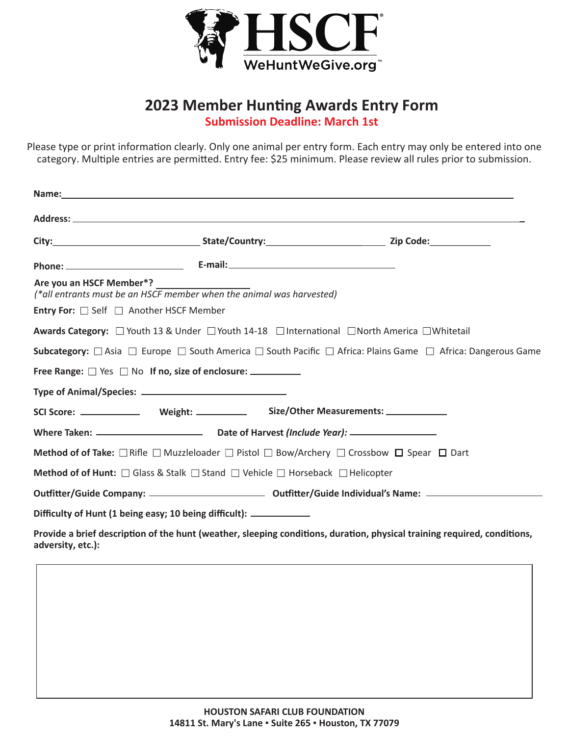# HSCF

WeHuntWeGive.org™

## 2023 Member Hunting Awards Entry Form

**Submission Deadline: March 1st**

Please type or print information clearly. Only one animal per entry form. Each entry may only be entered into one category. Multiple entries are permitted. Entry fee: $25 minimum. Please review all rules prior to submission.

**Name:** ______________________________________________

**Address:** ______________________________________________

**City:** ____________________ **State/Country:** ____________________ **Zip Code:** ____________

**Phone:** ____________________ **E-mail:** ____________________

**Are you an HSCF Member\*?** ____________________

*(\*all entrants must be an HSCF member when the animal was harvested)*

**Entry For:** ☐ Self ☐ Another HSCF Member

**Awards Category:** ☐ Youth 13 & Under ☐ Youth 14-18 ☐ International ☐ North America ☐ Whitetail

**Subcategory:** ☐ Asia ☐ Europe ☐ South America ☐ South Pacific ☐ Africa: Plains Game ☐ Africa: Dangerous Game

**Free Range:** ☐ Yes ☐ No **If no, size of enclosure:** ____________

**Type of Animal/Species:** ____________________

**SCI Score:** ____________ **Weight:** ____________ **Size/Other Measurements:** ____________

**Where Taken:** ____________________ **Date of Harvest *(Include Year)*:** ____________________

**Method of of Take:** ☐ Rifle ☐ Muzzleloader ☐ Pistol ☐ Bow/Archery ☐ Crossbow ☐ Spear ☐ Dart

**Method of of Hunt:** ☐ Glass & Stalk ☐ Stand ☐ Vehicle ☐ Horseback ☐ Helicopter

**Outfitter/Guide Company:** ____________________ **Outfitter/Guide Individual's Name:** ____________________

**Difficulty of Hunt (1 being easy; 10 being difficult):** ____________

**Provide a brief description of the hunt (weather, sleeping conditions, duration, physical training required, conditions, adversity, etc.):**

**HOUSTON SAFARI CLUB FOUNDATION**
**14811 St. Mary's Lane ▪ Suite 265 ▪ Houston, TX 77079**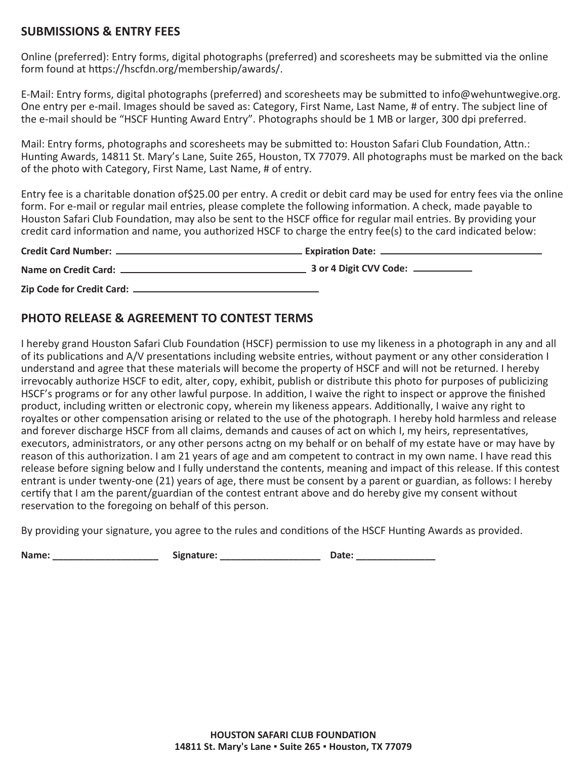## SUBMISSIONS & ENTRY FEES

Online (preferred): Entry forms, digital photographs (preferred) and scoresheets may be submitted via the online form found at https://hscfdn.org/membership/awards/.

E-Mail: Entry forms, digital photographs (preferred) and scoresheets may be submitted to info@wehuntwegive.org. One entry per e-mail. Images should be saved as: Category, First Name, Last Name, # of entry. The subject line of the e-mail should be "HSCF Hunting Award Entry". Photographs should be 1 MB or larger, 300 dpi preferred.

Mail: Entry forms, photographs and scoresheets may be submitted to: Houston Safari Club Foundation, Attn.: Hunting Awards, 14811 St. Mary's Lane, Suite 265, Houston, TX 77079. All photographs must be marked on the back of the photo with Category, First Name, Last Name, # of entry.

Entry fee is a charitable donation of$25.00 per entry. A credit or debit card may be used for entry fees via the online form. For e-mail or regular mail entries, please complete the following information. A check, made payable to Houston Safari Club Foundation, may also be sent to the HSCF office for regular mail entries. By providing your credit card information and name, you authorized HSCF to charge the entry fee(s) to the card indicated below:

**Credit Card Number:** ______________________________ **Expiration Date:** ______________________________

**Name on Credit Card:** ______________________________ **3 or 4 Digit CVV Code:** ____________

**Zip Code for Credit Card:** ______________________________

## PHOTO RELEASE & AGREEMENT TO CONTEST TERMS

I hereby grand Houston Safari Club Foundation (HSCF) permission to use my likeness in a photograph in any and all of its publications and A/V presentations including website entries, without payment or any other consideration I understand and agree that these materials will become the property of HSCF and will not be returned. I hereby irrevocably authorize HSCF to edit, alter, copy, exhibit, publish or distribute this photo for purposes of publicizing HSCF's programs or for any other lawful purpose. In addition, I waive the right to inspect or approve the finished product, including written or electronic copy, wherein my likeness appears. Additionally, I waive any right to royaltes or other compensation arising or related to the use of the photograph. I hereby hold harmless and release and forever discharge HSCF from all claims, demands and causes of act on which I, my heirs, representatives, executors, administrators, or any other persons actng on my behalf or on behalf of my estate have or may have by reason of this authorization. I am 21 years of age and am competent to contract in my own name. I have read this release before signing below and I fully understand the contents, meaning and impact of this release. If this contest entrant is under twenty-one (21) years of age, there must be consent by a parent or guardian, as follows: I hereby certify that I am the parent/guardian of the contest entrant above and do hereby give my consent without reservation to the foregoing on behalf of this person.

By providing your signature, you agree to the rules and conditions of the HSCF Hunting Awards as provided.

**Name:** ____________________ **Signature:** ___________________ **Date:** _______________

**HOUSTON SAFARI CLUB FOUNDATION**
**14811 St. Mary's Lane ▪ Suite 265 ▪ Houston, TX 77079**